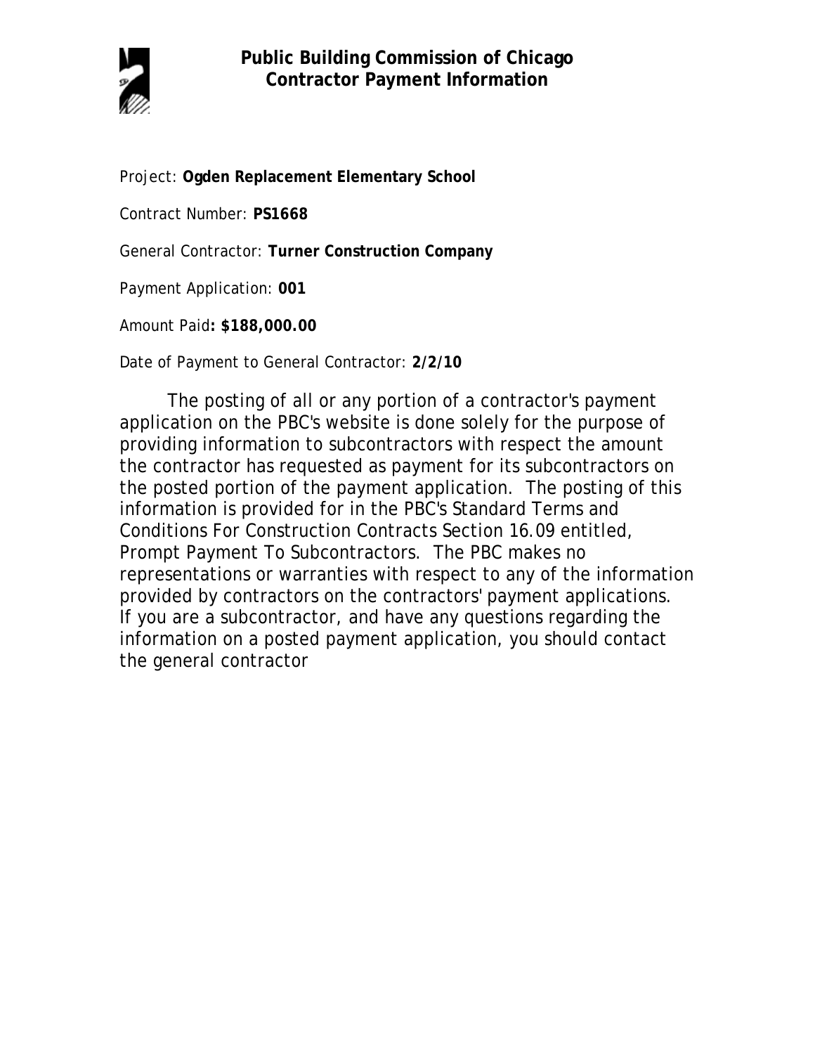# Public Building Commission of Chicago
## Contractor Payment Information

Project: **Ogden Replacement Elementary School**

Contract Number: **PS1668**

General Contractor: **Turner Construction Company**

Payment Application: **001**

Amount Paid**: $188,000.00**

Date of Payment to General Contractor: **2/2/10**

The posting of all or any portion of a contractor's payment application on the PBC's website is done solely for the purpose of providing information to subcontractors with respect the amount the contractor has requested as payment for its subcontractors on the posted portion of the payment application. The posting of this information is provided for in the PBC's Standard Terms and Conditions For Construction Contracts Section 16.09 entitled, Prompt Payment To Subcontractors. The PBC makes no representations or warranties with respect to any of the information provided by contractors on the contractors' payment applications. If you are a subcontractor, and have any questions regarding the information on a posted payment application, you should contact the general contractor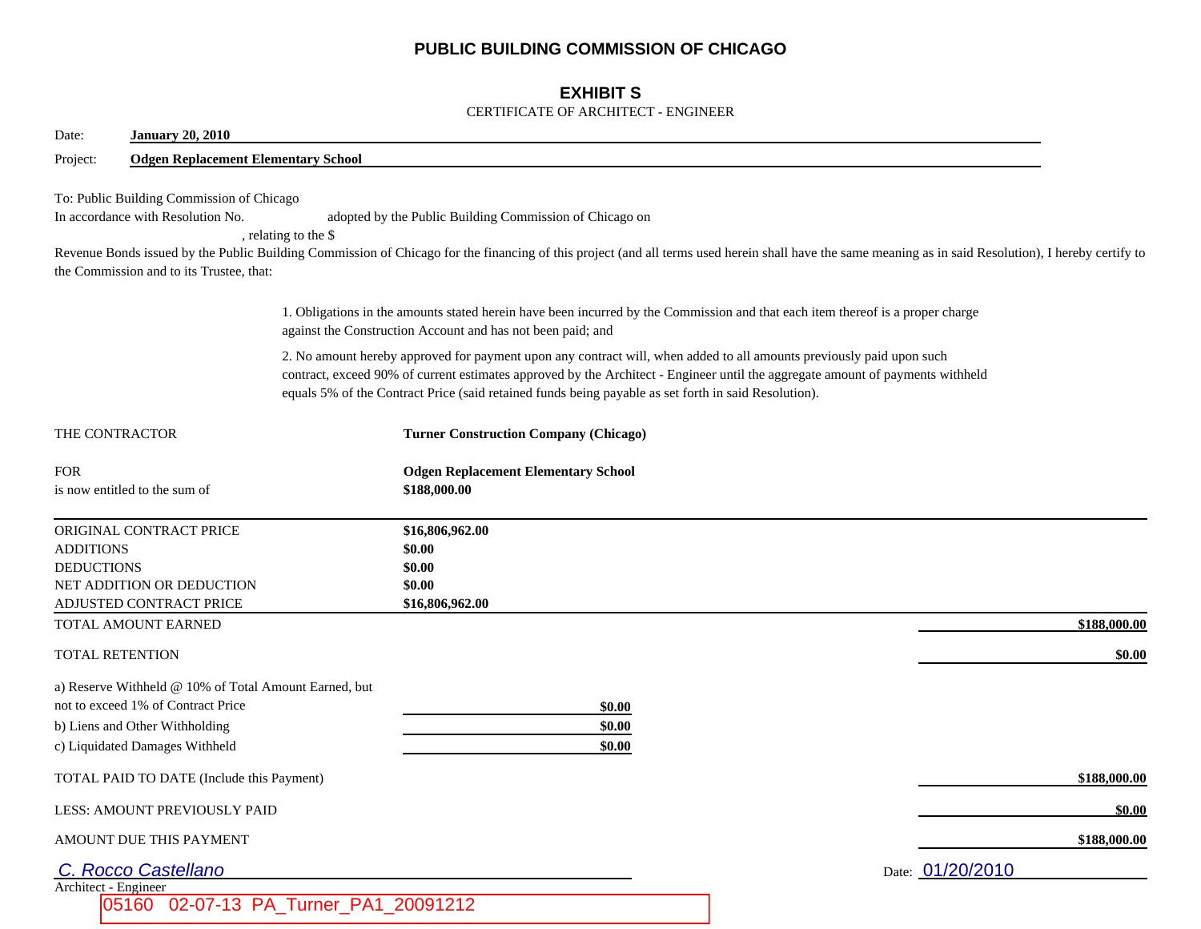# PUBLIC BUILDING COMMISSION OF CHICAGO

## EXHIBIT S

CERTIFICATE OF ARCHITECT - ENGINEER

Date: **January 20, 2010**

Project: **Odgen Replacement Elementary School**

To: Public Building Commission of Chicago

In accordance with Resolution No. adopted by the Public Building Commission of Chicago on , relating to the $ Revenue Bonds issued by the Public Building Commission of Chicago for the financing of this project (and all terms used herein shall have the same meaning as in said Resolution), I hereby certify to the Commission and to its Trustee, that:

1. Obligations in the amounts stated herein have been incurred by the Commission and that each item thereof is a proper charge against the Construction Account and has not been paid; and

2. No amount hereby approved for payment upon any contract will, when added to all amounts previously paid upon such contract, exceed 90% of current estimates approved by the Architect - Engineer until the aggregate amount of payments withheld equals 5% of the Contract Price (said retained funds being payable as set forth in said Resolution).

| | | |
|---|---|---|
| THE CONTRACTOR | **Turner Construction Company (Chicago)** | |
| FOR | **Odgen Replacement Elementary School** | |
| is now entitled to the sum of | **$188,000.00** | |
| ORIGINAL CONTRACT PRICE | **$16,806,962.00** | |
| ADDITIONS | **$0.00** | |
| DEDUCTIONS | **$0.00** | |
| NET ADDITION OR DEDUCTION | **$0.00** | |
| ADJUSTED CONTRACT PRICE | **$16,806,962.00** | |
| TOTAL AMOUNT EARNED | | **$188,000.00** |
| TOTAL RETENTION | | **$0.00** |
| a) Reserve Withheld @ 10% of Total Amount Earned, but not to exceed 1% of Contract Price | **$0.00** | |
| b) Liens and Other Withholding | **$0.00** | |
| c) Liquidated Damages Withheld | **$0.00** | |
| TOTAL PAID TO DATE (Include this Payment) | | **$188,000.00** |
| LESS: AMOUNT PREVIOUSLY PAID | | **$0.00** |
| AMOUNT DUE THIS PAYMENT | | **$188,000.00** |

C. Rocco Castellano

Architect - Engineer

Date: 01/20/2010

05160 02-07-13 PA_Turner_PA1_20091212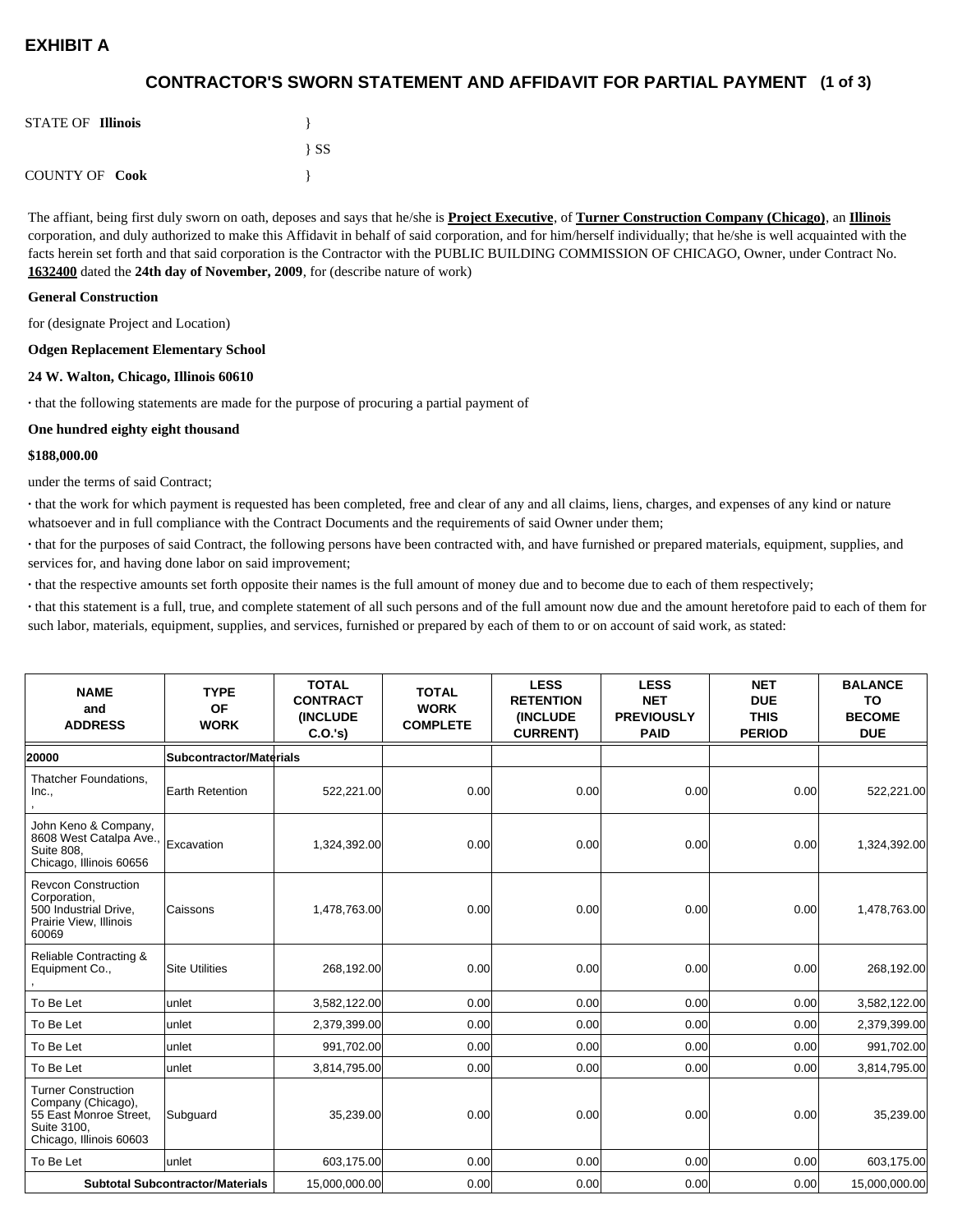# EXHIBIT A

## CONTRACTOR'S SWORN STATEMENT AND AFFIDAVIT FOR PARTIAL PAYMENT (1 of 3)

STATE OF **Illinois** }

} SS

COUNTY OF **Cook** }

The affiant, being first duly sworn on oath, deposes and says that he/she is **Project Executive**, of **Turner Construction Company (Chicago)**, an **Illinois** corporation, and duly authorized to make this Affidavit in behalf of said corporation, and for him/herself individually; that he/she is well acquainted with the facts herein set forth and that said corporation is the Contractor with the PUBLIC BUILDING COMMISSION OF CHICAGO, Owner, under Contract No. **1632400** dated the **24th day of November, 2009**, for (describe nature of work)

**General Construction**

for (designate Project and Location)

**Odgen Replacement Elementary School**

**24 W. Walton, Chicago, Illinois 60610**

· that the following statements are made for the purpose of procuring a partial payment of

**One hundred eighty eight thousand**

**$188,000.00**

under the terms of said Contract;

· that the work for which payment is requested has been completed, free and clear of any and all claims, liens, charges, and expenses of any kind or nature whatsoever and in full compliance with the Contract Documents and the requirements of said Owner under them;

· that for the purposes of said Contract, the following persons have been contracted with, and have furnished or prepared materials, equipment, supplies, and services for, and having done labor on said improvement;

· that the respective amounts set forth opposite their names is the full amount of money due and to become due to each of them respectively;

· that this statement is a full, true, and complete statement of all such persons and of the full amount now due and the amount heretofore paid to each of them for such labor, materials, equipment, supplies, and services, furnished or prepared by each of them to or on account of said work, as stated:

| NAME and ADDRESS | TYPE OF WORK | TOTAL CONTRACT (INCLUDE C.O.'s) | TOTAL WORK COMPLETE | LESS RETENTION (INCLUDE CURRENT) | LESS NET PREVIOUSLY PAID | NET DUE THIS PERIOD | BALANCE TO BECOME DUE |
|---|---|---|---|---|---|---|---|
| **20000** | **Subcontractor/Materials** | | | | | | |
| Thatcher Foundations, Inc., , | Earth Retention | 522,221.00 | 0.00 | 0.00 | 0.00 | 0.00 | 522,221.00 |
| John Keno & Company, 8608 West Catalpa Ave., Suite 808, Chicago, Illinois 60656 | Excavation | 1,324,392.00 | 0.00 | 0.00 | 0.00 | 0.00 | 1,324,392.00 |
| Revcon Construction Corporation, 500 Industrial Drive, Prairie View, Illinois 60069 | Caissons | 1,478,763.00 | 0.00 | 0.00 | 0.00 | 0.00 | 1,478,763.00 |
| Reliable Contracting & Equipment Co., , | Site Utilities | 268,192.00 | 0.00 | 0.00 | 0.00 | 0.00 | 268,192.00 |
| To Be Let | unlet | 3,582,122.00 | 0.00 | 0.00 | 0.00 | 0.00 | 3,582,122.00 |
| To Be Let | unlet | 2,379,399.00 | 0.00 | 0.00 | 0.00 | 0.00 | 2,379,399.00 |
| To Be Let | unlet | 991,702.00 | 0.00 | 0.00 | 0.00 | 0.00 | 991,702.00 |
| To Be Let | unlet | 3,814,795.00 | 0.00 | 0.00 | 0.00 | 0.00 | 3,814,795.00 |
| Turner Construction Company (Chicago), 55 East Monroe Street, Suite 3100, Chicago, Illinois 60603 | Subguard | 35,239.00 | 0.00 | 0.00 | 0.00 | 0.00 | 35,239.00 |
| To Be Let | unlet | 603,175.00 | 0.00 | 0.00 | 0.00 | 0.00 | 603,175.00 |
| **Subtotal Subcontractor/Materials** | | 15,000,000.00 | 0.00 | 0.00 | 0.00 | 0.00 | 15,000,000.00 |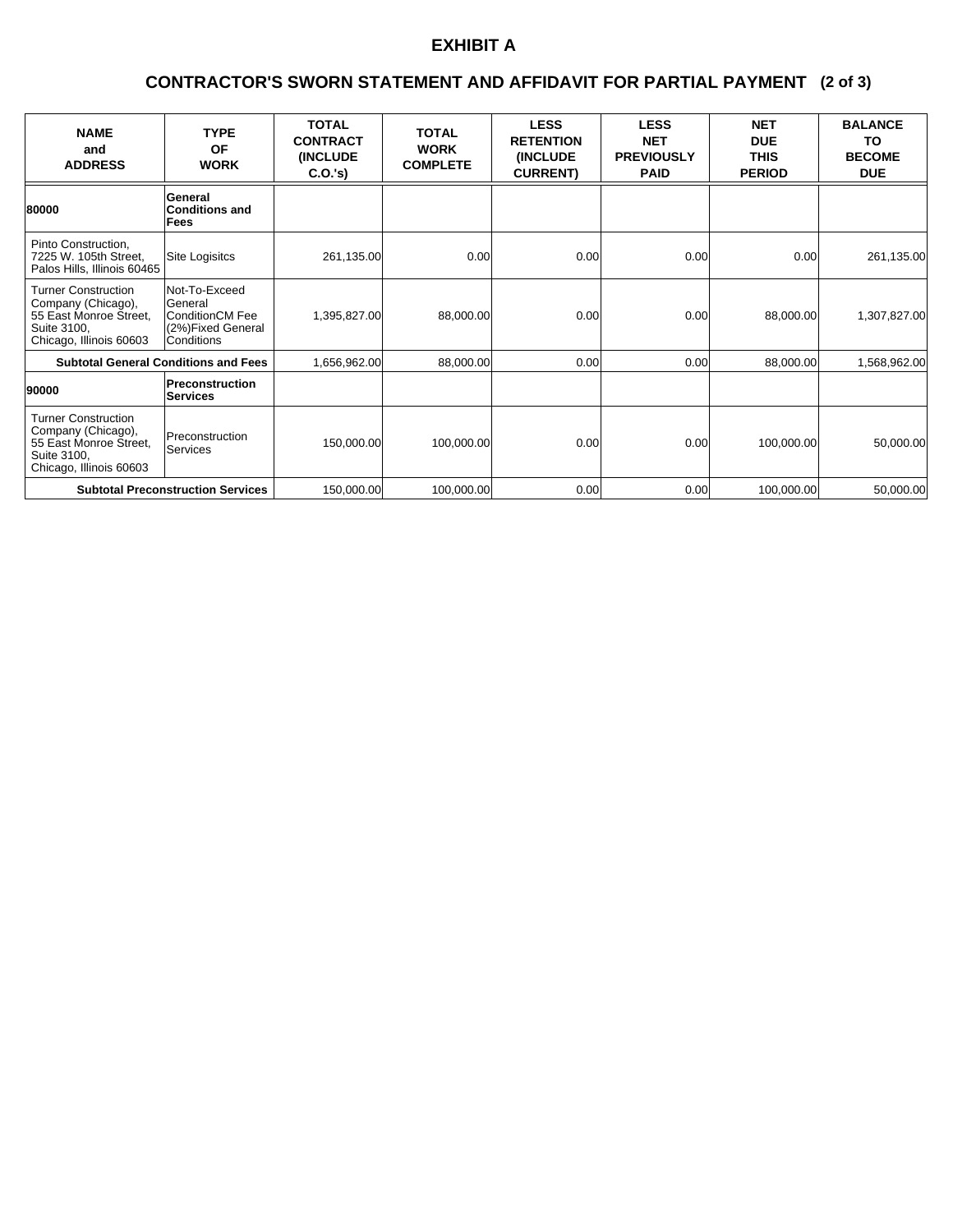# EXHIBIT A

## CONTRACTOR'S SWORN STATEMENT AND AFFIDAVIT FOR PARTIAL PAYMENT (2 of 3)

| NAME and ADDRESS | TYPE OF WORK | TOTAL CONTRACT (INCLUDE C.O.'s) | TOTAL WORK COMPLETE | LESS RETENTION (INCLUDE CURRENT) | LESS NET PREVIOUSLY PAID | NET DUE THIS PERIOD | BALANCE TO BECOME DUE |
|---|---|---|---|---|---|---|---|
| **80000** | **General Conditions and Fees** | | | | | | |
| Pinto Construction, 7225 W. 105th Street, Palos Hills, Illinois 60465 | Site Logisitcs | 261,135.00 | 0.00 | 0.00 | 0.00 | 0.00 | 261,135.00 |
| Turner Construction Company (Chicago), 55 East Monroe Street, Suite 3100, Chicago, Illinois 60603 | Not-To-Exceed General ConditionCM Fee (2%)Fixed General Conditions | 1,395,827.00 | 88,000.00 | 0.00 | 0.00 | 88,000.00 | 1,307,827.00 |
| **Subtotal General Conditions and Fees** | | 1,656,962.00 | 88,000.00 | 0.00 | 0.00 | 88,000.00 | 1,568,962.00 |
| **90000** | **Preconstruction Services** | | | | | | |
| Turner Construction Company (Chicago), 55 East Monroe Street, Suite 3100, Chicago, Illinois 60603 | Preconstruction Services | 150,000.00 | 100,000.00 | 0.00 | 0.00 | 100,000.00 | 50,000.00 |
| **Subtotal Preconstruction Services** | | 150,000.00 | 100,000.00 | 0.00 | 0.00 | 100,000.00 | 50,000.00 |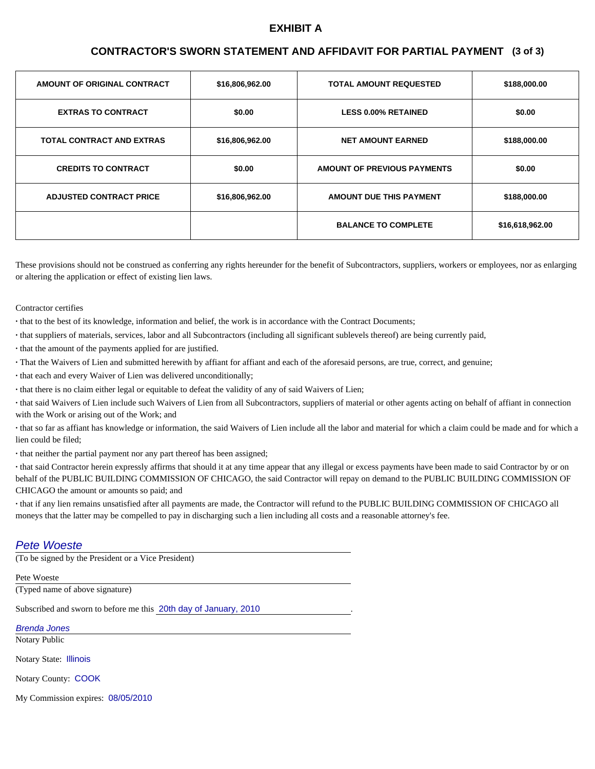# EXHIBIT A

## CONTRACTOR'S SWORN STATEMENT AND AFFIDAVIT FOR PARTIAL PAYMENT (3 of 3)

| | | | |
|---|---|---|---|
| **AMOUNT OF ORIGINAL CONTRACT** | **$16,806,962.00** | **TOTAL AMOUNT REQUESTED** | **$188,000.00** |
| **EXTRAS TO CONTRACT** | **$0.00** | **LESS 0.00% RETAINED** | **$0.00** |
| **TOTAL CONTRACT AND EXTRAS** | **$16,806,962.00** | **NET AMOUNT EARNED** | **$188,000.00** |
| **CREDITS TO CONTRACT** | **$0.00** | **AMOUNT OF PREVIOUS PAYMENTS** | **$0.00** |
| **ADJUSTED CONTRACT PRICE** | **$16,806,962.00** | **AMOUNT DUE THIS PAYMENT** | **$188,000.00** |
| | | **BALANCE TO COMPLETE** | **$16,618,962.00** |

These provisions should not be construed as conferring any rights hereunder for the benefit of Subcontractors, suppliers, workers or employees, nor as enlarging or altering the application or effect of existing lien laws.

Contractor certifies

- that to the best of its knowledge, information and belief, the work is in accordance with the Contract Documents;
- that suppliers of materials, services, labor and all Subcontractors (including all significant sublevels thereof) are being currently paid,
- that the amount of the payments applied for are justified.
- That the Waivers of Lien and submitted herewith by affiant for affiant and each of the aforesaid persons, are true, correct, and genuine;
- that each and every Waiver of Lien was delivered unconditionally;
- that there is no claim either legal or equitable to defeat the validity of any of said Waivers of Lien;
- that said Waivers of Lien include such Waivers of Lien from all Subcontractors, suppliers of material or other agents acting on behalf of affiant in connection with the Work or arising out of the Work; and
- that so far as affiant has knowledge or information, the said Waivers of Lien include all the labor and material for which a claim could be made and for which a lien could be filed;
- that neither the partial payment nor any part thereof has been assigned;
- that said Contractor herein expressly affirms that should it at any time appear that any illegal or excess payments have been made to said Contractor by or on behalf of the PUBLIC BUILDING COMMISSION OF CHICAGO, the said Contractor will repay on demand to the PUBLIC BUILDING COMMISSION OF CHICAGO the amount or amounts so paid; and
- that if any lien remains unsatisfied after all payments are made, the Contractor will refund to the PUBLIC BUILDING COMMISSION OF CHICAGO all moneys that the latter may be compelled to pay in discharging such a lien including all costs and a reasonable attorney's fee.

*Pete Woeste*
(To be signed by the President or a Vice President)

Pete Woeste
(Typed name of above signature)

Subscribed and sworn to before me this 20th day of January, 2010.

*Brenda Jones*
Notary Public

Notary State: Illinois

Notary County: COOK

My Commission expires: 08/05/2010